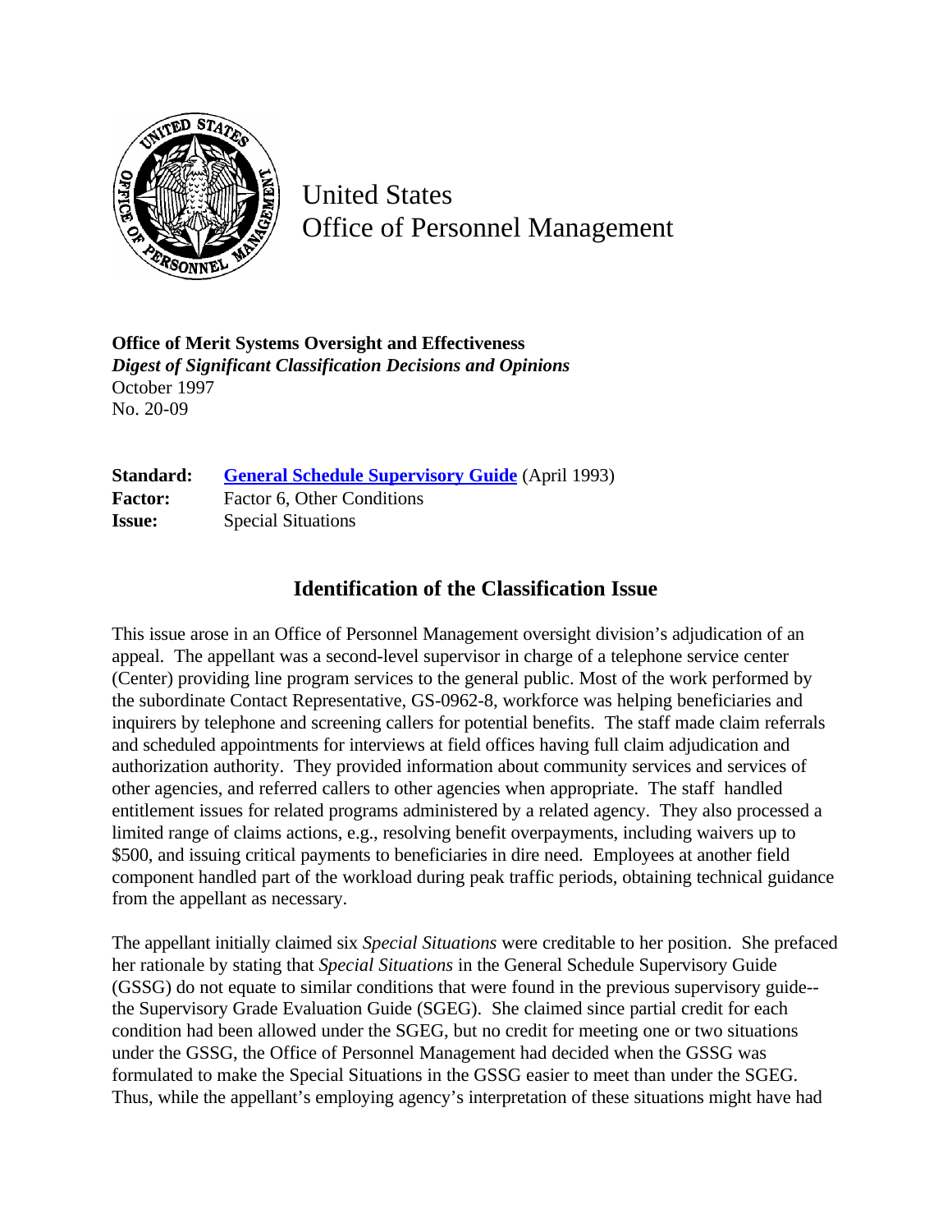United States
Office of Personnel Management

**Office of Merit Systems Oversight and Effectiveness**
***Digest of Significant Classification Decisions and Opinions***
October 1997
No. 20-09

**Standard:** **General Schedule Supervisory Guide** (April 1993)
**Factor:** Factor 6, Other Conditions
**Issue:** Special Situations

## Identification of the Classification Issue

This issue arose in an Office of Personnel Management oversight division's adjudication of an appeal. The appellant was a second-level supervisor in charge of a telephone service center (Center) providing line program services to the general public. Most of the work performed by the subordinate Contact Representative, GS-0962-8, workforce was helping beneficiaries and inquirers by telephone and screening callers for potential benefits. The staff made claim referrals and scheduled appointments for interviews at field offices having full claim adjudication and authorization authority. They provided information about community services and services of other agencies, and referred callers to other agencies when appropriate. The staff handled entitlement issues for related programs administered by a related agency. They also processed a limited range of claims actions, e.g., resolving benefit overpayments, including waivers up to $500, and issuing critical payments to beneficiaries in dire need. Employees at another field component handled part of the workload during peak traffic periods, obtaining technical guidance from the appellant as necessary.

The appellant initially claimed six *Special Situations* were creditable to her position. She prefaced her rationale by stating that *Special Situations* in the General Schedule Supervisory Guide (GSSG) do not equate to similar conditions that were found in the previous supervisory guide--the Supervisory Grade Evaluation Guide (SGEG). She claimed since partial credit for each condition had been allowed under the SGEG, but no credit for meeting one or two situations under the GSSG, the Office of Personnel Management had decided when the GSSG was formulated to make the Special Situations in the GSSG easier to meet than under the SGEG. Thus, while the appellant's employing agency's interpretation of these situations might have had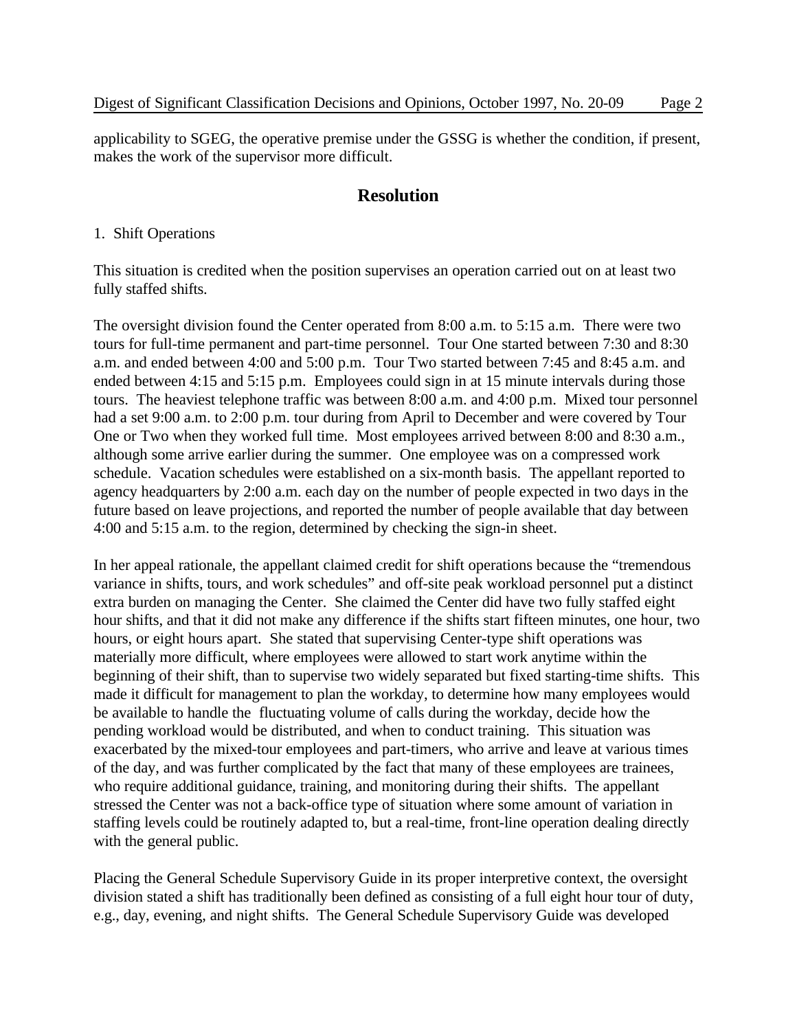applicability to SGEG, the operative premise under the GSSG is whether the condition, if present, makes the work of the supervisor more difficult.

## Resolution

1. Shift Operations

This situation is credited when the position supervises an operation carried out on at least two fully staffed shifts.

The oversight division found the Center operated from 8:00 a.m. to 5:15 a.m. There were two tours for full-time permanent and part-time personnel. Tour One started between 7:30 and 8:30 a.m. and ended between 4:00 and 5:00 p.m. Tour Two started between 7:45 and 8:45 a.m. and ended between 4:15 and 5:15 p.m. Employees could sign in at 15 minute intervals during those tours. The heaviest telephone traffic was between 8:00 a.m. and 4:00 p.m. Mixed tour personnel had a set 9:00 a.m. to 2:00 p.m. tour during from April to December and were covered by Tour One or Two when they worked full time. Most employees arrived between 8:00 and 8:30 a.m., although some arrive earlier during the summer. One employee was on a compressed work schedule. Vacation schedules were established on a six-month basis. The appellant reported to agency headquarters by 2:00 a.m. each day on the number of people expected in two days in the future based on leave projections, and reported the number of people available that day between 4:00 and 5:15 a.m. to the region, determined by checking the sign-in sheet.

In her appeal rationale, the appellant claimed credit for shift operations because the "tremendous variance in shifts, tours, and work schedules" and off-site peak workload personnel put a distinct extra burden on managing the Center. She claimed the Center did have two fully staffed eight hour shifts, and that it did not make any difference if the shifts start fifteen minutes, one hour, two hours, or eight hours apart. She stated that supervising Center-type shift operations was materially more difficult, where employees were allowed to start work anytime within the beginning of their shift, than to supervise two widely separated but fixed starting-time shifts. This made it difficult for management to plan the workday, to determine how many employees would be available to handle the fluctuating volume of calls during the workday, decide how the pending workload would be distributed, and when to conduct training. This situation was exacerbated by the mixed-tour employees and part-timers, who arrive and leave at various times of the day, and was further complicated by the fact that many of these employees are trainees, who require additional guidance, training, and monitoring during their shifts. The appellant stressed the Center was not a back-office type of situation where some amount of variation in staffing levels could be routinely adapted to, but a real-time, front-line operation dealing directly with the general public.

Placing the General Schedule Supervisory Guide in its proper interpretive context, the oversight division stated a shift has traditionally been defined as consisting of a full eight hour tour of duty, e.g., day, evening, and night shifts. The General Schedule Supervisory Guide was developed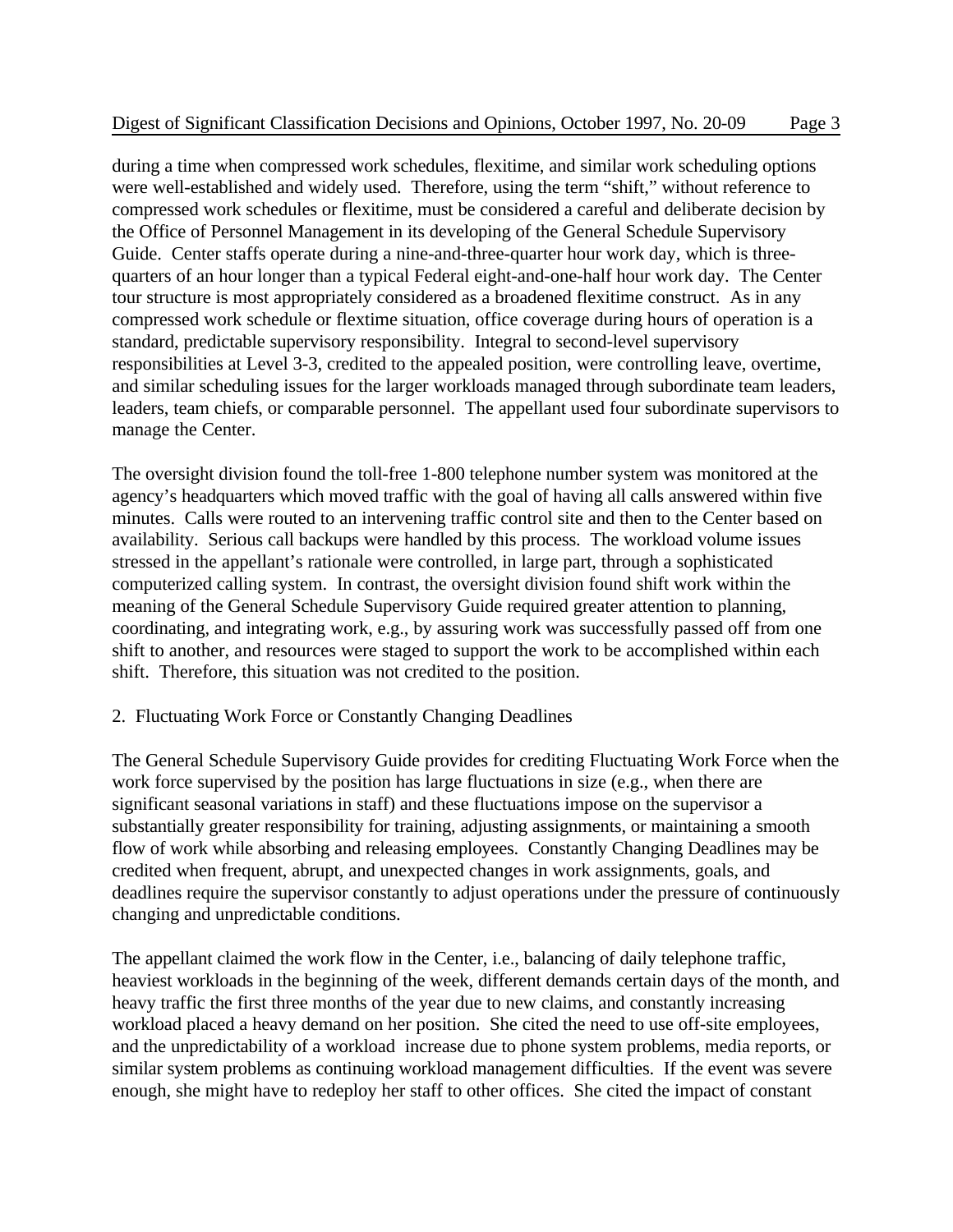during a time when compressed work schedules, flexitime, and similar work scheduling options were well-established and widely used. Therefore, using the term "shift," without reference to compressed work schedules or flexitime, must be considered a careful and deliberate decision by the Office of Personnel Management in its developing of the General Schedule Supervisory Guide. Center staffs operate during a nine-and-three-quarter hour work day, which is three-quarters of an hour longer than a typical Federal eight-and-one-half hour work day. The Center tour structure is most appropriately considered as a broadened flexitime construct. As in any compressed work schedule or flextime situation, office coverage during hours of operation is a standard, predictable supervisory responsibility. Integral to second-level supervisory responsibilities at Level 3-3, credited to the appealed position, were controlling leave, overtime, and similar scheduling issues for the larger workloads managed through subordinate team leaders, leaders, team chiefs, or comparable personnel. The appellant used four subordinate supervisors to manage the Center.

The oversight division found the toll-free 1-800 telephone number system was monitored at the agency's headquarters which moved traffic with the goal of having all calls answered within five minutes. Calls were routed to an intervening traffic control site and then to the Center based on availability. Serious call backups were handled by this process. The workload volume issues stressed in the appellant's rationale were controlled, in large part, through a sophisticated computerized calling system. In contrast, the oversight division found shift work within the meaning of the General Schedule Supervisory Guide required greater attention to planning, coordinating, and integrating work, e.g., by assuring work was successfully passed off from one shift to another, and resources were staged to support the work to be accomplished within each shift. Therefore, this situation was not credited to the position.

2. Fluctuating Work Force or Constantly Changing Deadlines

The General Schedule Supervisory Guide provides for crediting Fluctuating Work Force when the work force supervised by the position has large fluctuations in size (e.g., when there are significant seasonal variations in staff) and these fluctuations impose on the supervisor a substantially greater responsibility for training, adjusting assignments, or maintaining a smooth flow of work while absorbing and releasing employees. Constantly Changing Deadlines may be credited when frequent, abrupt, and unexpected changes in work assignments, goals, and deadlines require the supervisor constantly to adjust operations under the pressure of continuously changing and unpredictable conditions.

The appellant claimed the work flow in the Center, i.e., balancing of daily telephone traffic, heaviest workloads in the beginning of the week, different demands certain days of the month, and heavy traffic the first three months of the year due to new claims, and constantly increasing workload placed a heavy demand on her position. She cited the need to use off-site employees, and the unpredictability of a workload increase due to phone system problems, media reports, or similar system problems as continuing workload management difficulties. If the event was severe enough, she might have to redeploy her staff to other offices. She cited the impact of constant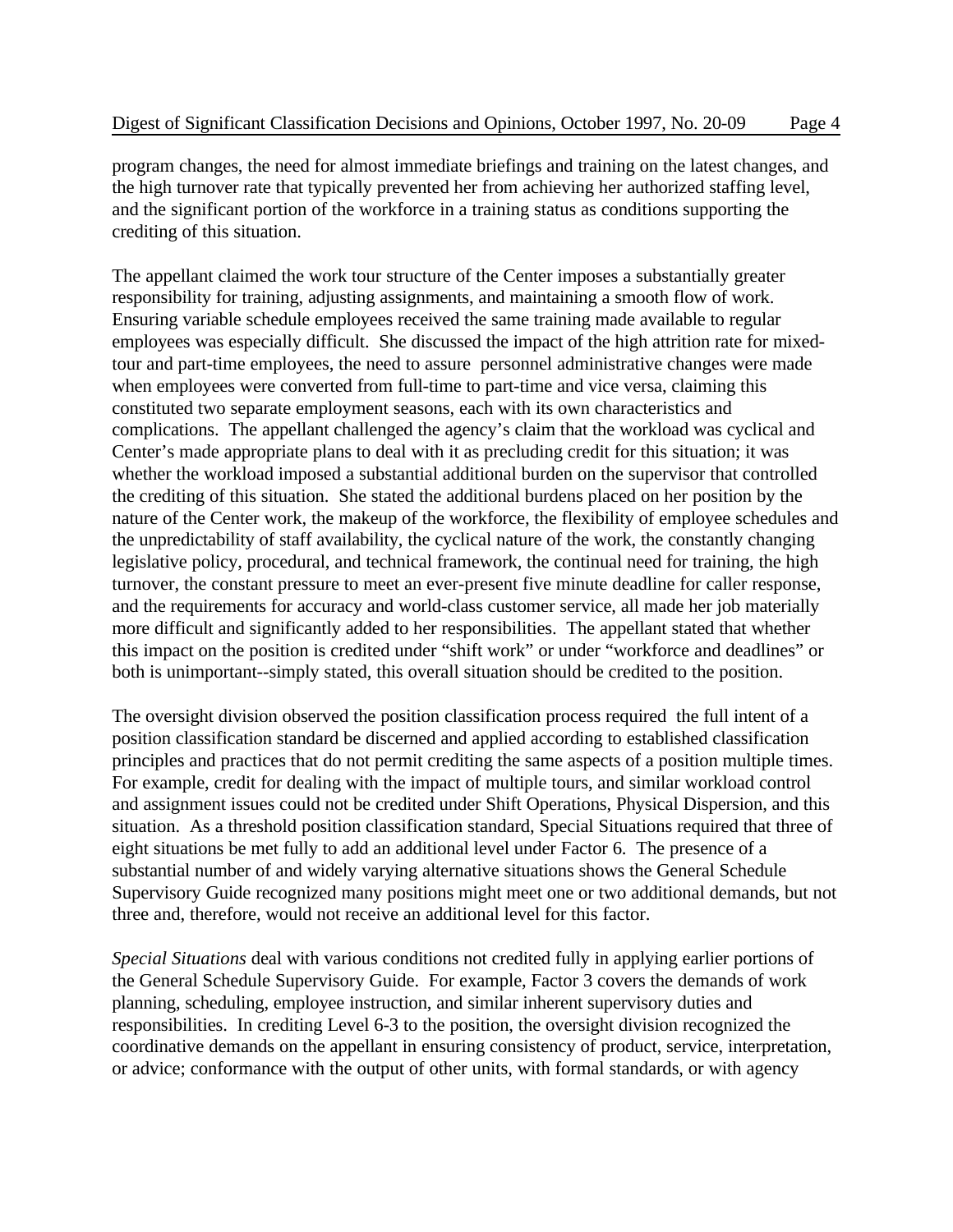program changes, the need for almost immediate briefings and training on the latest changes, and the high turnover rate that typically prevented her from achieving her authorized staffing level, and the significant portion of the workforce in a training status as conditions supporting the crediting of this situation.

The appellant claimed the work tour structure of the Center imposes a substantially greater responsibility for training, adjusting assignments, and maintaining a smooth flow of work. Ensuring variable schedule employees received the same training made available to regular employees was especially difficult. She discussed the impact of the high attrition rate for mixed-tour and part-time employees, the need to assure personnel administrative changes were made when employees were converted from full-time to part-time and vice versa, claiming this constituted two separate employment seasons, each with its own characteristics and complications. The appellant challenged the agency's claim that the workload was cyclical and Center's made appropriate plans to deal with it as precluding credit for this situation; it was whether the workload imposed a substantial additional burden on the supervisor that controlled the crediting of this situation. She stated the additional burdens placed on her position by the nature of the Center work, the makeup of the workforce, the flexibility of employee schedules and the unpredictability of staff availability, the cyclical nature of the work, the constantly changing legislative policy, procedural, and technical framework, the continual need for training, the high turnover, the constant pressure to meet an ever-present five minute deadline for caller response, and the requirements for accuracy and world-class customer service, all made her job materially more difficult and significantly added to her responsibilities. The appellant stated that whether this impact on the position is credited under "shift work" or under "workforce and deadlines" or both is unimportant--simply stated, this overall situation should be credited to the position.

The oversight division observed the position classification process required the full intent of a position classification standard be discerned and applied according to established classification principles and practices that do not permit crediting the same aspects of a position multiple times. For example, credit for dealing with the impact of multiple tours, and similar workload control and assignment issues could not be credited under Shift Operations, Physical Dispersion, and this situation. As a threshold position classification standard, Special Situations required that three of eight situations be met fully to add an additional level under Factor 6. The presence of a substantial number of and widely varying alternative situations shows the General Schedule Supervisory Guide recognized many positions might meet one or two additional demands, but not three and, therefore, would not receive an additional level for this factor.

*Special Situations* deal with various conditions not credited fully in applying earlier portions of the General Schedule Supervisory Guide. For example, Factor 3 covers the demands of work planning, scheduling, employee instruction, and similar inherent supervisory duties and responsibilities. In crediting Level 6-3 to the position, the oversight division recognized the coordinative demands on the appellant in ensuring consistency of product, service, interpretation, or advice; conformance with the output of other units, with formal standards, or with agency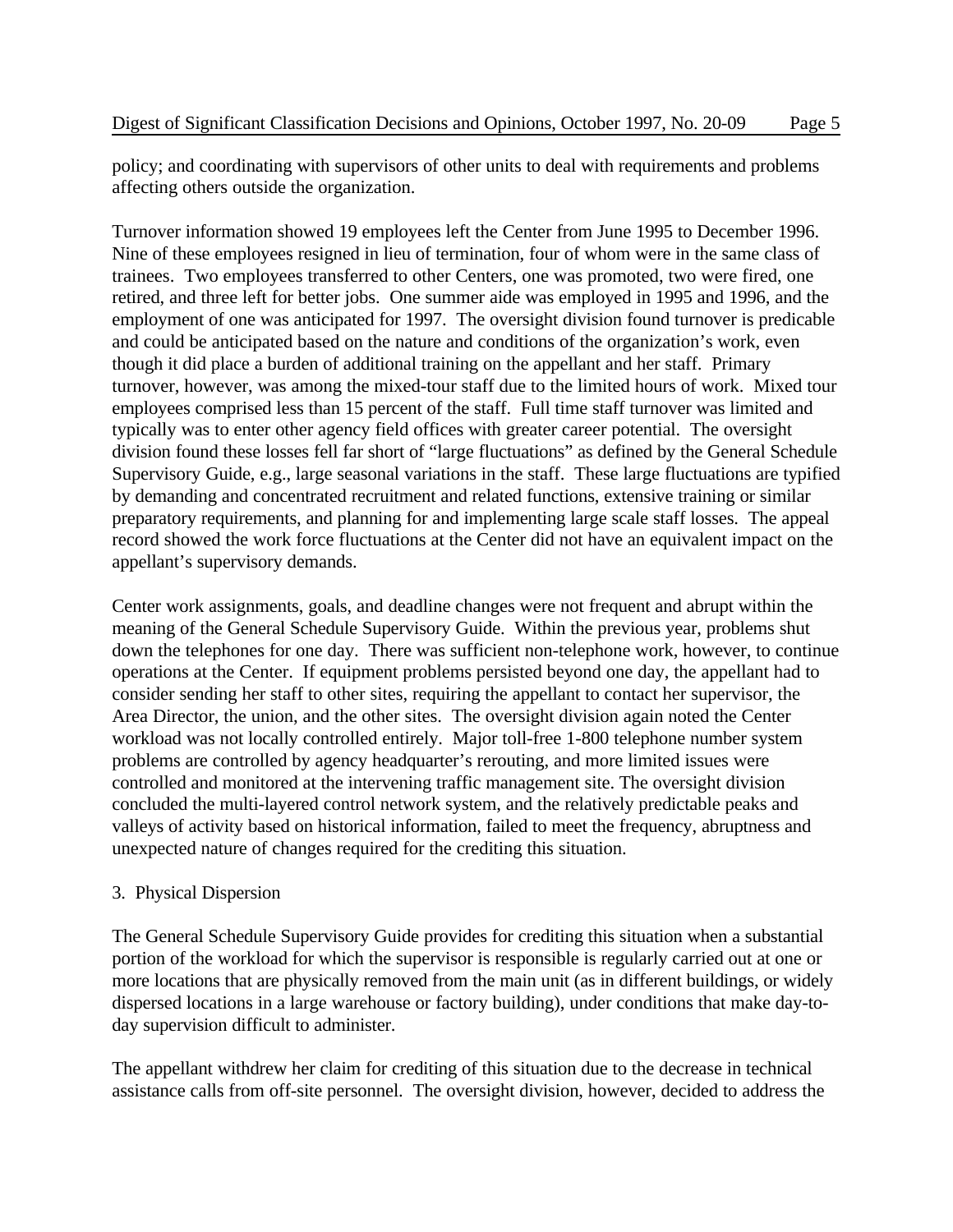policy; and coordinating with supervisors of other units to deal with requirements and problems affecting others outside the organization.

Turnover information showed 19 employees left the Center from June 1995 to December 1996. Nine of these employees resigned in lieu of termination, four of whom were in the same class of trainees. Two employees transferred to other Centers, one was promoted, two were fired, one retired, and three left for better jobs. One summer aide was employed in 1995 and 1996, and the employment of one was anticipated for 1997. The oversight division found turnover is predicable and could be anticipated based on the nature and conditions of the organization's work, even though it did place a burden of additional training on the appellant and her staff. Primary turnover, however, was among the mixed-tour staff due to the limited hours of work. Mixed tour employees comprised less than 15 percent of the staff. Full time staff turnover was limited and typically was to enter other agency field offices with greater career potential. The oversight division found these losses fell far short of "large fluctuations" as defined by the General Schedule Supervisory Guide, e.g., large seasonal variations in the staff. These large fluctuations are typified by demanding and concentrated recruitment and related functions, extensive training or similar preparatory requirements, and planning for and implementing large scale staff losses. The appeal record showed the work force fluctuations at the Center did not have an equivalent impact on the appellant's supervisory demands.

Center work assignments, goals, and deadline changes were not frequent and abrupt within the meaning of the General Schedule Supervisory Guide. Within the previous year, problems shut down the telephones for one day. There was sufficient non-telephone work, however, to continue operations at the Center. If equipment problems persisted beyond one day, the appellant had to consider sending her staff to other sites, requiring the appellant to contact her supervisor, the Area Director, the union, and the other sites. The oversight division again noted the Center workload was not locally controlled entirely. Major toll-free 1-800 telephone number system problems are controlled by agency headquarter's rerouting, and more limited issues were controlled and monitored at the intervening traffic management site. The oversight division concluded the multi-layered control network system, and the relatively predictable peaks and valleys of activity based on historical information, failed to meet the frequency, abruptness and unexpected nature of changes required for the crediting this situation.

3. Physical Dispersion

The General Schedule Supervisory Guide provides for crediting this situation when a substantial portion of the workload for which the supervisor is responsible is regularly carried out at one or more locations that are physically removed from the main unit (as in different buildings, or widely dispersed locations in a large warehouse or factory building), under conditions that make day-to-day supervision difficult to administer.

The appellant withdrew her claim for crediting of this situation due to the decrease in technical assistance calls from off-site personnel. The oversight division, however, decided to address the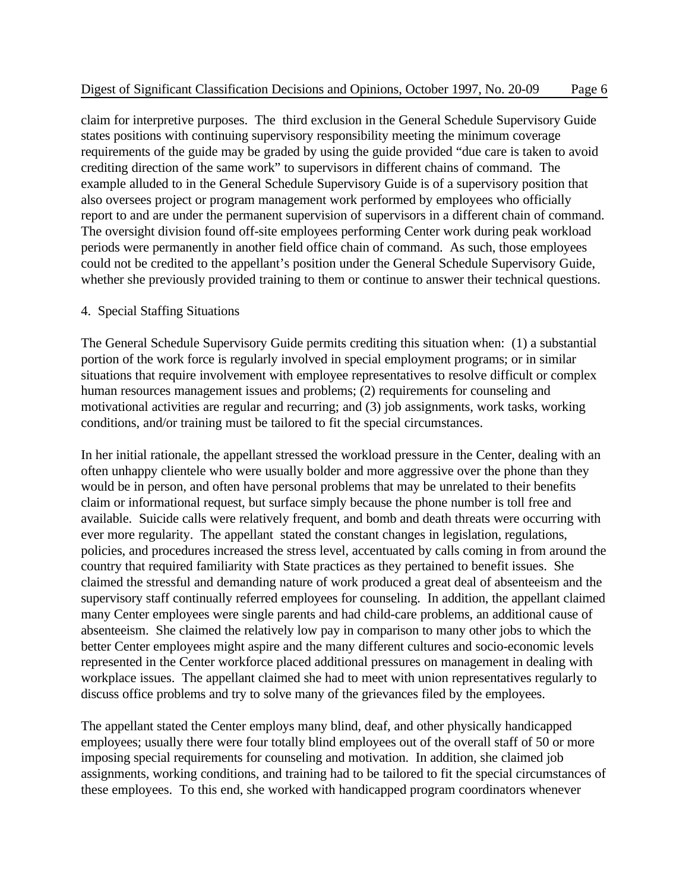claim for interpretive purposes. The third exclusion in the General Schedule Supervisory Guide states positions with continuing supervisory responsibility meeting the minimum coverage requirements of the guide may be graded by using the guide provided "due care is taken to avoid crediting direction of the same work" to supervisors in different chains of command. The example alluded to in the General Schedule Supervisory Guide is of a supervisory position that also oversees project or program management work performed by employees who officially report to and are under the permanent supervision of supervisors in a different chain of command. The oversight division found off-site employees performing Center work during peak workload periods were permanently in another field office chain of command. As such, those employees could not be credited to the appellant's position under the General Schedule Supervisory Guide, whether she previously provided training to them or continue to answer their technical questions.

4. Special Staffing Situations

The General Schedule Supervisory Guide permits crediting this situation when: (1) a substantial portion of the work force is regularly involved in special employment programs; or in similar situations that require involvement with employee representatives to resolve difficult or complex human resources management issues and problems; (2) requirements for counseling and motivational activities are regular and recurring; and (3) job assignments, work tasks, working conditions, and/or training must be tailored to fit the special circumstances.

In her initial rationale, the appellant stressed the workload pressure in the Center, dealing with an often unhappy clientele who were usually bolder and more aggressive over the phone than they would be in person, and often have personal problems that may be unrelated to their benefits claim or informational request, but surface simply because the phone number is toll free and available. Suicide calls were relatively frequent, and bomb and death threats were occurring with ever more regularity. The appellant stated the constant changes in legislation, regulations, policies, and procedures increased the stress level, accentuated by calls coming in from around the country that required familiarity with State practices as they pertained to benefit issues. She claimed the stressful and demanding nature of work produced a great deal of absenteeism and the supervisory staff continually referred employees for counseling. In addition, the appellant claimed many Center employees were single parents and had child-care problems, an additional cause of absenteeism. She claimed the relatively low pay in comparison to many other jobs to which the better Center employees might aspire and the many different cultures and socio-economic levels represented in the Center workforce placed additional pressures on management in dealing with workplace issues. The appellant claimed she had to meet with union representatives regularly to discuss office problems and try to solve many of the grievances filed by the employees.

The appellant stated the Center employs many blind, deaf, and other physically handicapped employees; usually there were four totally blind employees out of the overall staff of 50 or more imposing special requirements for counseling and motivation. In addition, she claimed job assignments, working conditions, and training had to be tailored to fit the special circumstances of these employees. To this end, she worked with handicapped program coordinators whenever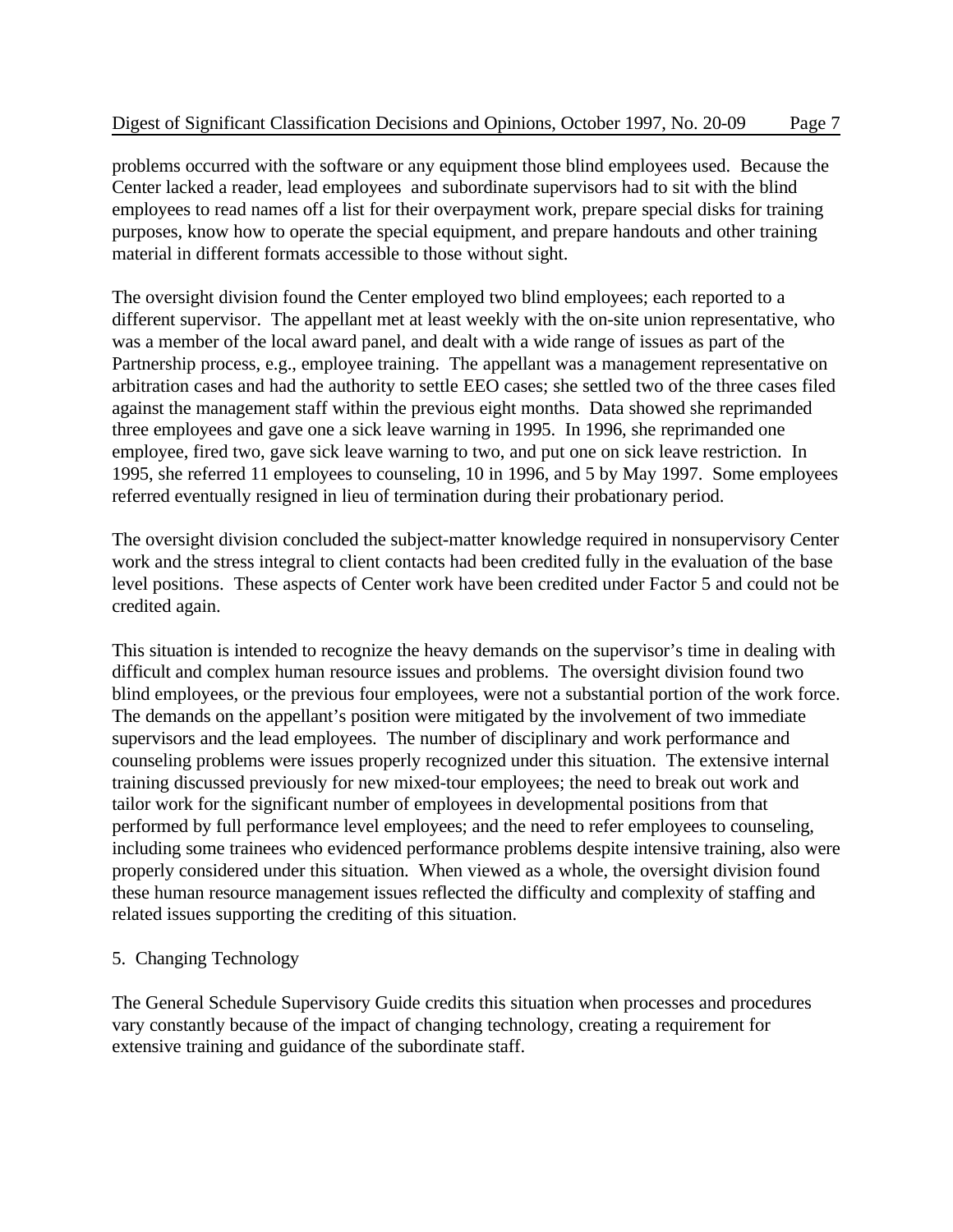problems occurred with the software or any equipment those blind employees used. Because the Center lacked a reader, lead employees and subordinate supervisors had to sit with the blind employees to read names off a list for their overpayment work, prepare special disks for training purposes, know how to operate the special equipment, and prepare handouts and other training material in different formats accessible to those without sight.

The oversight division found the Center employed two blind employees; each reported to a different supervisor. The appellant met at least weekly with the on-site union representative, who was a member of the local award panel, and dealt with a wide range of issues as part of the Partnership process, e.g., employee training. The appellant was a management representative on arbitration cases and had the authority to settle EEO cases; she settled two of the three cases filed against the management staff within the previous eight months. Data showed she reprimanded three employees and gave one a sick leave warning in 1995. In 1996, she reprimanded one employee, fired two, gave sick leave warning to two, and put one on sick leave restriction. In 1995, she referred 11 employees to counseling, 10 in 1996, and 5 by May 1997. Some employees referred eventually resigned in lieu of termination during their probationary period.

The oversight division concluded the subject-matter knowledge required in nonsupervisory Center work and the stress integral to client contacts had been credited fully in the evaluation of the base level positions. These aspects of Center work have been credited under Factor 5 and could not be credited again.

This situation is intended to recognize the heavy demands on the supervisor's time in dealing with difficult and complex human resource issues and problems. The oversight division found two blind employees, or the previous four employees, were not a substantial portion of the work force. The demands on the appellant's position were mitigated by the involvement of two immediate supervisors and the lead employees. The number of disciplinary and work performance and counseling problems were issues properly recognized under this situation. The extensive internal training discussed previously for new mixed-tour employees; the need to break out work and tailor work for the significant number of employees in developmental positions from that performed by full performance level employees; and the need to refer employees to counseling, including some trainees who evidenced performance problems despite intensive training, also were properly considered under this situation. When viewed as a whole, the oversight division found these human resource management issues reflected the difficulty and complexity of staffing and related issues supporting the crediting of this situation.

5. Changing Technology

The General Schedule Supervisory Guide credits this situation when processes and procedures vary constantly because of the impact of changing technology, creating a requirement for extensive training and guidance of the subordinate staff.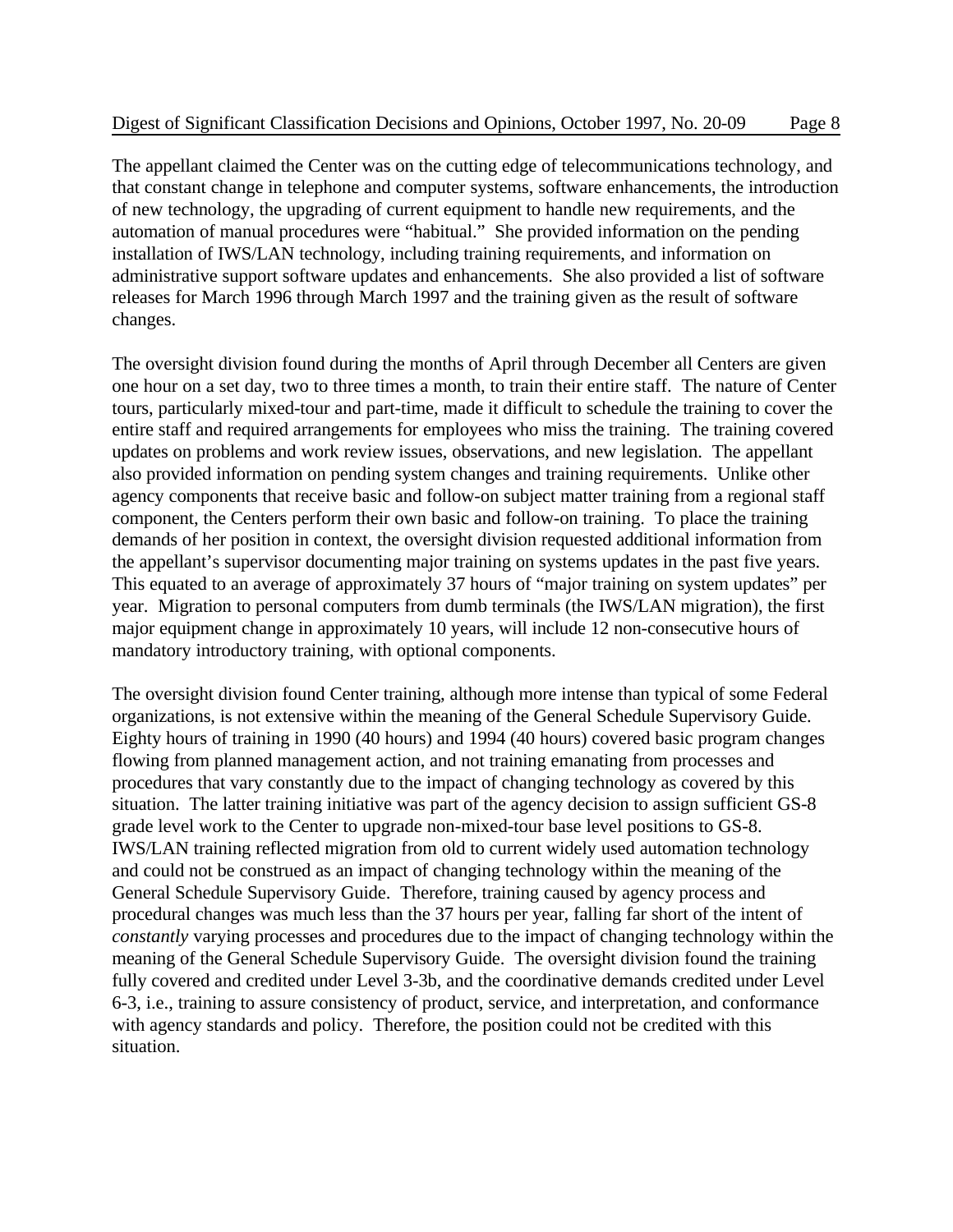The appellant claimed the Center was on the cutting edge of telecommunications technology, and that constant change in telephone and computer systems, software enhancements, the introduction of new technology, the upgrading of current equipment to handle new requirements, and the automation of manual procedures were "habitual." She provided information on the pending installation of IWS/LAN technology, including training requirements, and information on administrative support software updates and enhancements. She also provided a list of software releases for March 1996 through March 1997 and the training given as the result of software changes.

The oversight division found during the months of April through December all Centers are given one hour on a set day, two to three times a month, to train their entire staff. The nature of Center tours, particularly mixed-tour and part-time, made it difficult to schedule the training to cover the entire staff and required arrangements for employees who miss the training. The training covered updates on problems and work review issues, observations, and new legislation. The appellant also provided information on pending system changes and training requirements. Unlike other agency components that receive basic and follow-on subject matter training from a regional staff component, the Centers perform their own basic and follow-on training. To place the training demands of her position in context, the oversight division requested additional information from the appellant's supervisor documenting major training on systems updates in the past five years. This equated to an average of approximately 37 hours of "major training on system updates" per year. Migration to personal computers from dumb terminals (the IWS/LAN migration), the first major equipment change in approximately 10 years, will include 12 non-consecutive hours of mandatory introductory training, with optional components.

The oversight division found Center training, although more intense than typical of some Federal organizations, is not extensive within the meaning of the General Schedule Supervisory Guide. Eighty hours of training in 1990 (40 hours) and 1994 (40 hours) covered basic program changes flowing from planned management action, and not training emanating from processes and procedures that vary constantly due to the impact of changing technology as covered by this situation. The latter training initiative was part of the agency decision to assign sufficient GS-8 grade level work to the Center to upgrade non-mixed-tour base level positions to GS-8. IWS/LAN training reflected migration from old to current widely used automation technology and could not be construed as an impact of changing technology within the meaning of the General Schedule Supervisory Guide. Therefore, training caused by agency process and procedural changes was much less than the 37 hours per year, falling far short of the intent of *constantly* varying processes and procedures due to the impact of changing technology within the meaning of the General Schedule Supervisory Guide. The oversight division found the training fully covered and credited under Level 3-3b, and the coordinative demands credited under Level 6-3, i.e., training to assure consistency of product, service, and interpretation, and conformance with agency standards and policy. Therefore, the position could not be credited with this situation.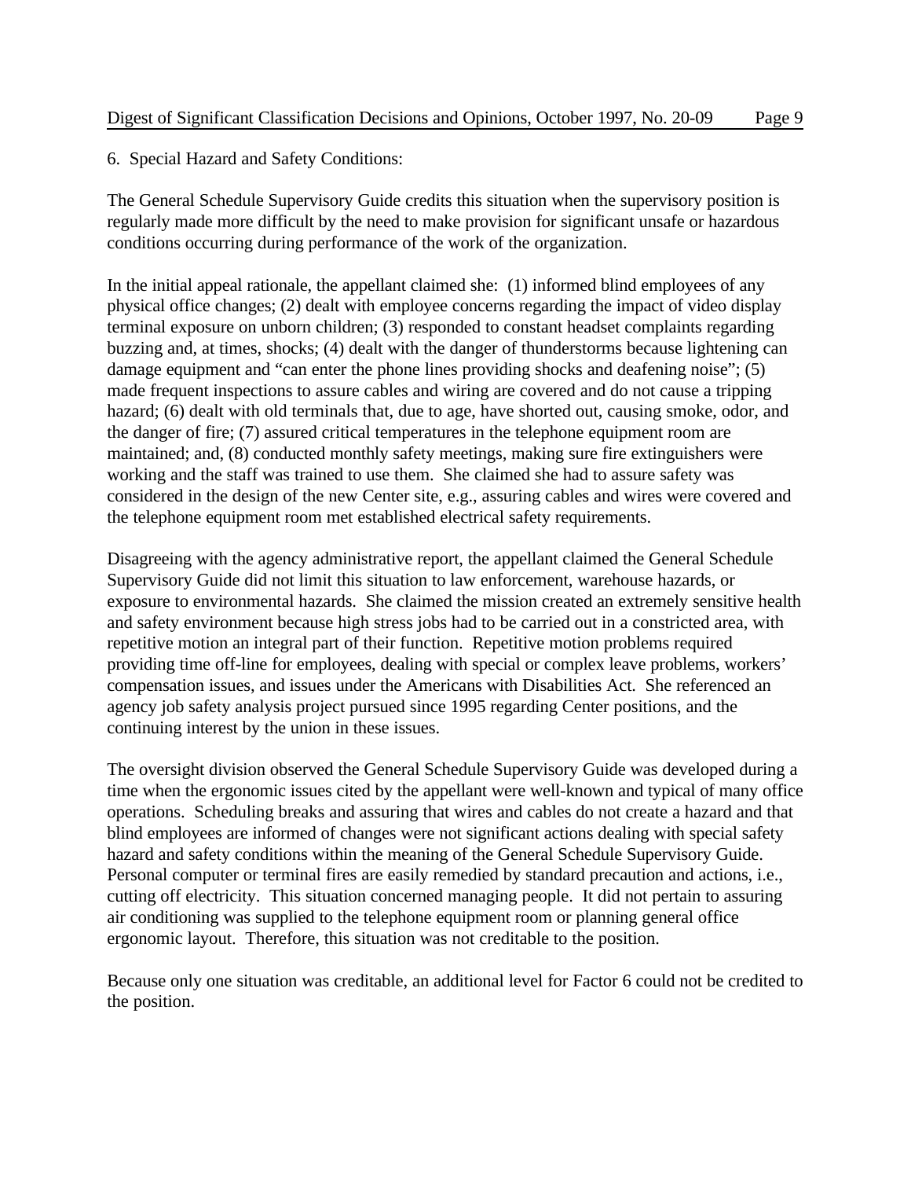6. Special Hazard and Safety Conditions:

The General Schedule Supervisory Guide credits this situation when the supervisory position is regularly made more difficult by the need to make provision for significant unsafe or hazardous conditions occurring during performance of the work of the organization.

In the initial appeal rationale, the appellant claimed she: (1) informed blind employees of any physical office changes; (2) dealt with employee concerns regarding the impact of video display terminal exposure on unborn children; (3) responded to constant headset complaints regarding buzzing and, at times, shocks; (4) dealt with the danger of thunderstorms because lightening can damage equipment and "can enter the phone lines providing shocks and deafening noise"; (5) made frequent inspections to assure cables and wiring are covered and do not cause a tripping hazard; (6) dealt with old terminals that, due to age, have shorted out, causing smoke, odor, and the danger of fire; (7) assured critical temperatures in the telephone equipment room are maintained; and, (8) conducted monthly safety meetings, making sure fire extinguishers were working and the staff was trained to use them. She claimed she had to assure safety was considered in the design of the new Center site, e.g., assuring cables and wires were covered and the telephone equipment room met established electrical safety requirements.

Disagreeing with the agency administrative report, the appellant claimed the General Schedule Supervisory Guide did not limit this situation to law enforcement, warehouse hazards, or exposure to environmental hazards. She claimed the mission created an extremely sensitive health and safety environment because high stress jobs had to be carried out in a constricted area, with repetitive motion an integral part of their function. Repetitive motion problems required providing time off-line for employees, dealing with special or complex leave problems, workers' compensation issues, and issues under the Americans with Disabilities Act. She referenced an agency job safety analysis project pursued since 1995 regarding Center positions, and the continuing interest by the union in these issues.

The oversight division observed the General Schedule Supervisory Guide was developed during a time when the ergonomic issues cited by the appellant were well-known and typical of many office operations. Scheduling breaks and assuring that wires and cables do not create a hazard and that blind employees are informed of changes were not significant actions dealing with special safety hazard and safety conditions within the meaning of the General Schedule Supervisory Guide. Personal computer or terminal fires are easily remedied by standard precaution and actions, i.e., cutting off electricity. This situation concerned managing people. It did not pertain to assuring air conditioning was supplied to the telephone equipment room or planning general office ergonomic layout. Therefore, this situation was not creditable to the position.

Because only one situation was creditable, an additional level for Factor 6 could not be credited to the position.